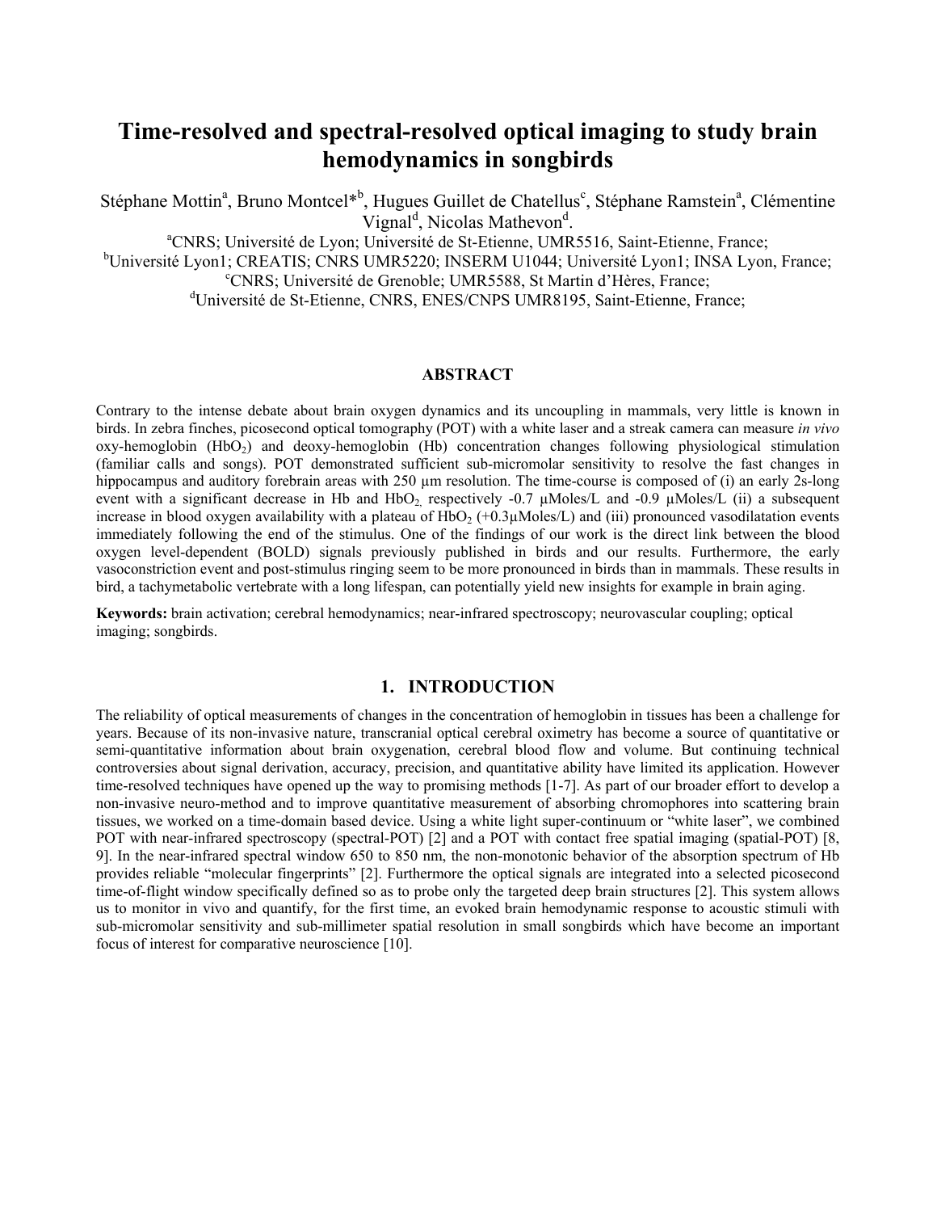# Time-resolved and spectral-resolved optical imaging to study brain hemodynamics in songbirds

Stéphane Mottin[a], Bruno Montcel*[b], Hugues Guillet de Chatellus[c], Stéphane Ramstein[a], Clémentine Vignal[d], Nicolas Mathevon[d].

[a]CNRS; Université de Lyon; Université de St-Etienne, UMR5516, Saint-Etienne, France;
[b]Université Lyon1; CREATIS; CNRS UMR5220; INSERM U1044; Université Lyon1; INSA Lyon, France;
[c]CNRS; Université de Grenoble; UMR5588, St Martin d'Hères, France;
[d]Université de St-Etienne, CNRS, ENES/CNPS UMR8195, Saint-Etienne, France;

## ABSTRACT

Contrary to the intense debate about brain oxygen dynamics and its uncoupling in mammals, very little is known in birds. In zebra finches, picosecond optical tomography (POT) with a white laser and a streak camera can measure *in vivo* oxy-hemoglobin ($HbO_2$) and deoxy-hemoglobin (Hb) concentration changes following physiological stimulation (familiar calls and songs). POT demonstrated sufficient sub-micromolar sensitivity to resolve the fast changes in hippocampus and auditory forebrain areas with 250 µm resolution. The time-course is composed of (i) an early 2s-long event with a significant decrease in Hb and $HbO_2$, respectively -0.7 µMoles/L and -0.9 µMoles/L (ii) a subsequent increase in blood oxygen availability with a plateau of $HbO_2$ (+0.3µMoles/L) and (iii) pronounced vasodilatation events immediately following the end of the stimulus. One of the findings of our work is the direct link between the blood oxygen level-dependent (BOLD) signals previously published in birds and our results. Furthermore, the early vasoconstriction event and post-stimulus ringing seem to be more pronounced in birds than in mammals. These results in bird, a tachymetabolic vertebrate with a long lifespan, can potentially yield new insights for example in brain aging.

**Keywords:** brain activation; cerebral hemodynamics; near-infrared spectroscopy; neurovascular coupling; optical imaging; songbirds.

## 1. INTRODUCTION

The reliability of optical measurements of changes in the concentration of hemoglobin in tissues has been a challenge for years. Because of its non-invasive nature, transcranial optical cerebral oximetry has become a source of quantitative or semi-quantitative information about brain oxygenation, cerebral blood flow and volume. But continuing technical controversies about signal derivation, accuracy, precision, and quantitative ability have limited its application. However time-resolved techniques have opened up the way to promising methods [1-7]. As part of our broader effort to develop a non-invasive neuro-method and to improve quantitative measurement of absorbing chromophores into scattering brain tissues, we worked on a time-domain based device. Using a white light super-continuum or "white laser", we combined POT with near-infrared spectroscopy (spectral-POT) [2] and a POT with contact free spatial imaging (spatial-POT) [8, 9]. In the near-infrared spectral window 650 to 850 nm, the non-monotonic behavior of the absorption spectrum of Hb provides reliable "molecular fingerprints" [2]. Furthermore the optical signals are integrated into a selected picosecond time-of-flight window specifically defined so as to probe only the targeted deep brain structures [2]. This system allows us to monitor in vivo and quantify, for the first time, an evoked brain hemodynamic response to acoustic stimuli with sub-micromolar sensitivity and sub-millimeter spatial resolution in small songbirds which have become an important focus of interest for comparative neuroscience [10].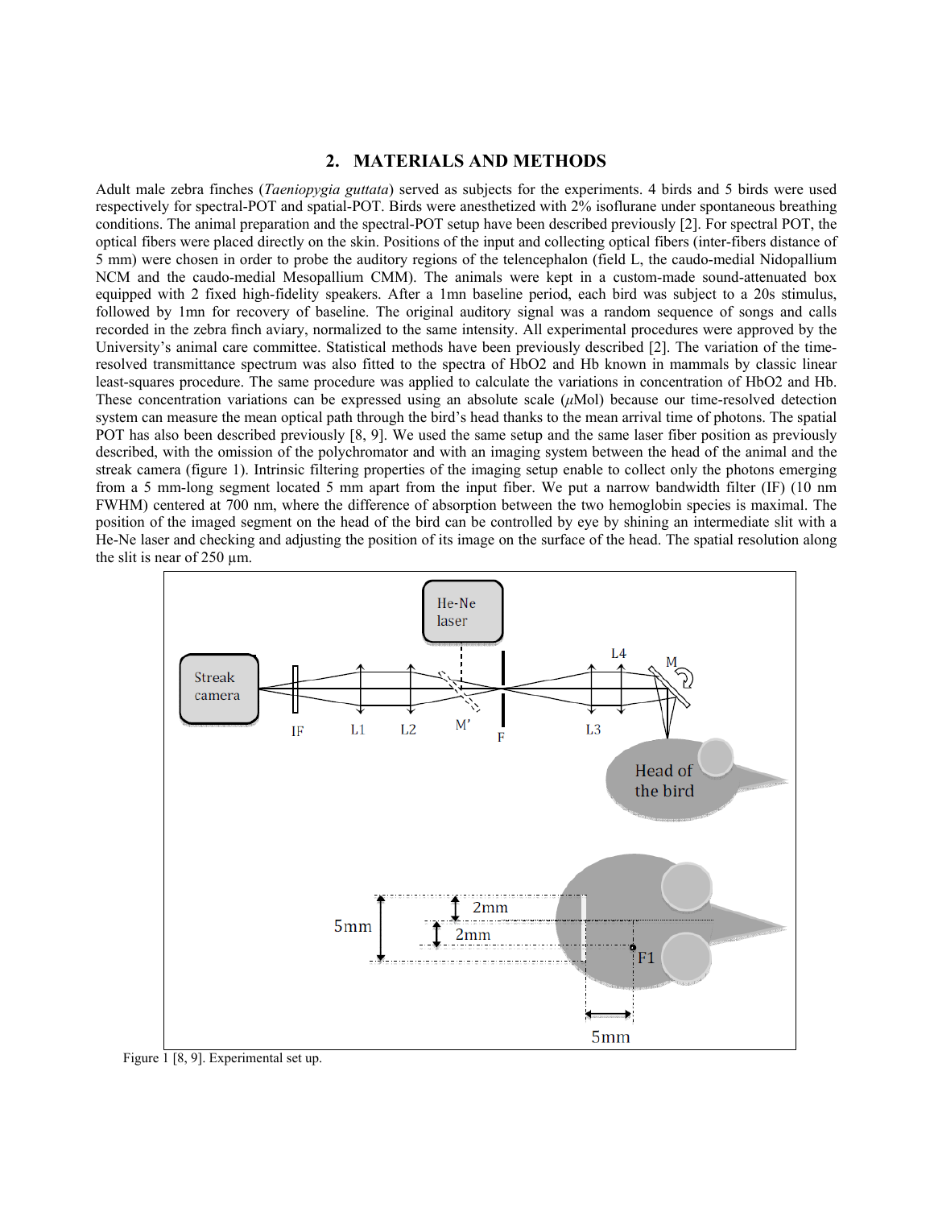## 2. MATERIALS AND METHODS

Adult male zebra finches (*Taeniopygia guttata*) served as subjects for the experiments. 4 birds and 5 birds were used respectively for spectral-POT and spatial-POT. Birds were anesthetized with 2% isoflurane under spontaneous breathing conditions. The animal preparation and the spectral-POT setup have been described previously [2]. For spectral POT, the optical fibers were placed directly on the skin. Positions of the input and collecting optical fibers (inter-fibers distance of 5 mm) were chosen in order to probe the auditory regions of the telencephalon (field L, the caudo-medial Nidopallium NCM and the caudo-medial Mesopallium CMM). The animals were kept in a custom-made sound-attenuated box equipped with 2 fixed high-fidelity speakers. After a 1mn baseline period, each bird was subject to a 20s stimulus, followed by 1mn for recovery of baseline. The original auditory signal was a random sequence of songs and calls recorded in the zebra finch aviary, normalized to the same intensity. All experimental procedures were approved by the University's animal care committee. Statistical methods have been previously described [2]. The variation of the time-resolved transmittance spectrum was also fitted to the spectra of HbO2 and Hb known in mammals by classic linear least-squares procedure. The same procedure was applied to calculate the variations in concentration of HbO2 and Hb. These concentration variations can be expressed using an absolute scale ($\mu$Mol) because our time-resolved detection system can measure the mean optical path through the bird's head thanks to the mean arrival time of photons. The spatial POT has also been described previously [8, 9]. We used the same setup and the same laser fiber position as previously described, with the omission of the polychromator and with an imaging system between the head of the animal and the streak camera (figure 1). Intrinsic filtering properties of the imaging setup enable to collect only the photons emerging from a 5 mm-long segment located 5 mm apart from the input fiber. We put a narrow bandwidth filter (IF) (10 nm FWHM) centered at 700 nm, where the difference of absorption between the two hemoglobin species is maximal. The position of the imaged segment on the head of the bird can be controlled by eye by shining an intermediate slit with a He-Ne laser and checking and adjusting the position of its image on the surface of the head. The spatial resolution along the slit is near of 250 µm.

Figure 1 [8, 9]. Experimental set up.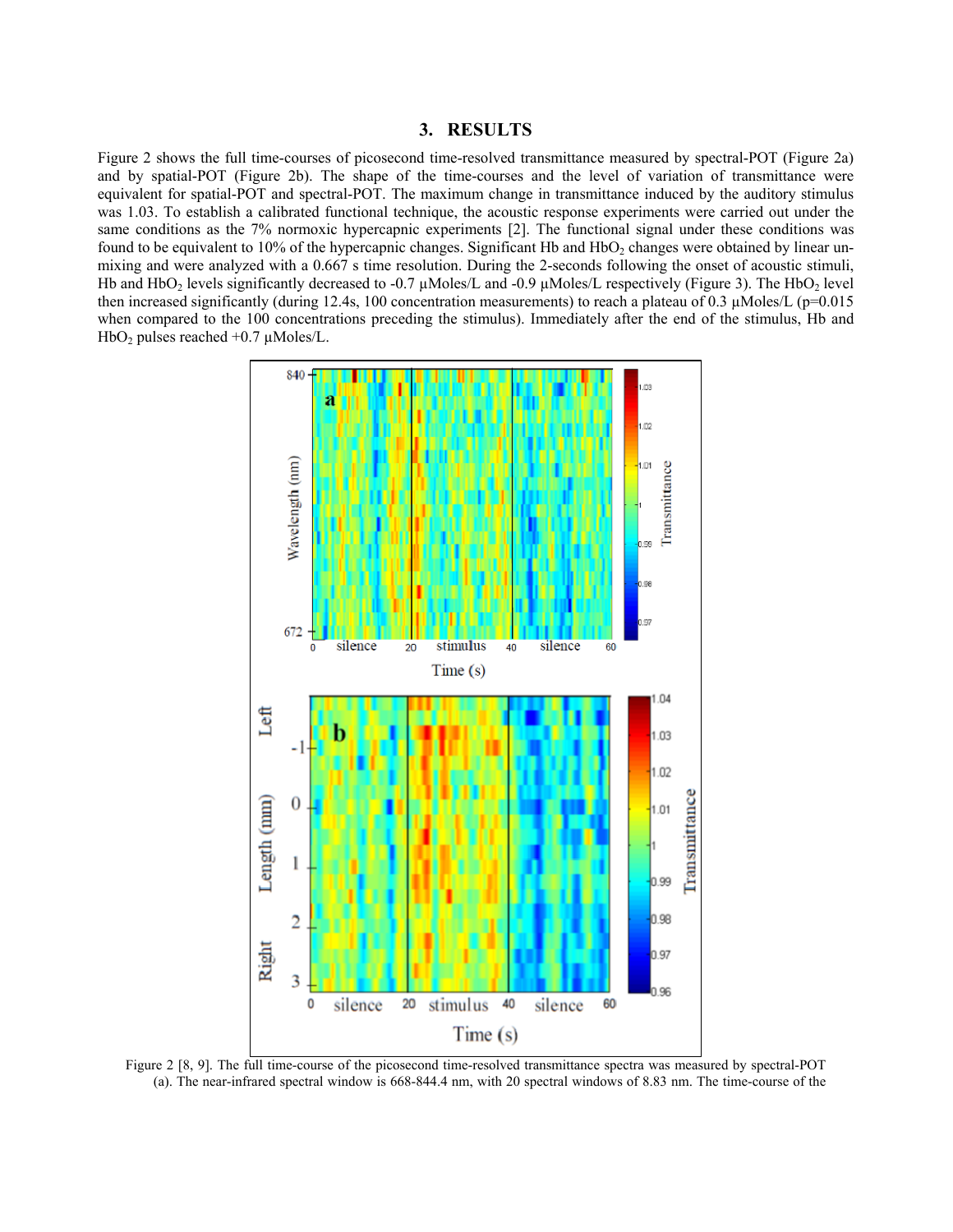## 3. RESULTS

Figure 2 shows the full time-courses of picosecond time-resolved transmittance measured by spectral-POT (Figure 2a) and by spatial-POT (Figure 2b). The shape of the time-courses and the level of variation of transmittance were equivalent for spatial-POT and spectral-POT. The maximum change in transmittance induced by the auditory stimulus was 1.03. To establish a calibrated functional technique, the acoustic response experiments were carried out under the same conditions as the 7% normoxic hypercapnic experiments [2]. The functional signal under these conditions was found to be equivalent to 10% of the hypercapnic changes. Significant Hb and $HbO_2$ changes were obtained by linear un-mixing and were analyzed with a 0.667 s time resolution. During the 2-seconds following the onset of acoustic stimuli, Hb and $HbO_2$ levels significantly decreased to -0.7 µMoles/L and -0.9 µMoles/L respectively (Figure 3). The $HbO_2$ level then increased significantly (during 12.4s, 100 concentration measurements) to reach a plateau of 0.3 µMoles/L ($p=0.015$ when compared to the 100 concentrations preceding the stimulus). Immediately after the end of the stimulus, Hb and $HbO_2$ pulses reached +0.7 µMoles/L.

Figure 2 [8, 9]. The full time-course of the picosecond time-resolved transmittance spectra was measured by spectral-POT (a). The near-infrared spectral window is 668-844.4 nm, with 20 spectral windows of 8.83 nm. The time-course of the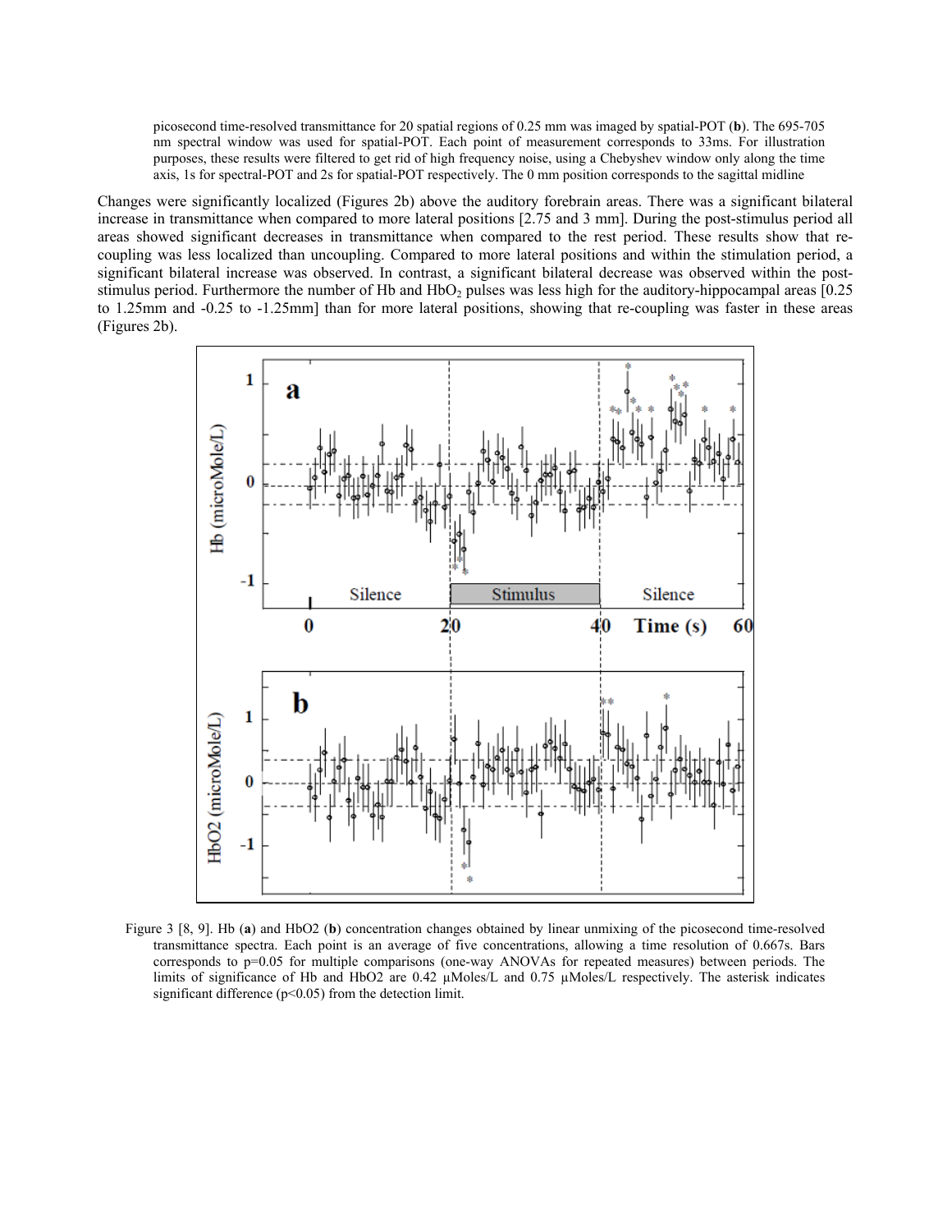picosecond time-resolved transmittance for 20 spatial regions of 0.25 mm was imaged by spatial-POT (**b**). The 695-705 nm spectral window was used for spatial-POT. Each point of measurement corresponds to 33ms. For illustration purposes, these results were filtered to get rid of high frequency noise, using a Chebyshev window only along the time axis, 1s for spectral-POT and 2s for spatial-POT respectively. The 0 mm position corresponds to the sagittal midline

Changes were significantly localized (Figures 2b) above the auditory forebrain areas. There was a significant bilateral increase in transmittance when compared to more lateral positions [2.75 and 3 mm]. During the post-stimulus period all areas showed significant decreases in transmittance when compared to the rest period. These results show that re-coupling was less localized than uncoupling. Compared to more lateral positions and within the stimulation period, a significant bilateral increase was observed. In contrast, a significant bilateral decrease was observed within the post-stimulus period. Furthermore the number of Hb and $HbO_2$ pulses was less high for the auditory-hippocampal areas [0.25 to 1.25mm and -0.25 to -1.25mm] than for more lateral positions, showing that re-coupling was faster in these areas (Figures 2b).

Figure 3 [8, 9]. Hb (**a**) and HbO2 (**b**) concentration changes obtained by linear unmixing of the picosecond time-resolved transmittance spectra. Each point is an average of five concentrations, allowing a time resolution of 0.667s. Bars corresponds to p=0.05 for multiple comparisons (one-way ANOVAs for repeated measures) between periods. The limits of significance of Hb and HbO2 are 0.42 µMoles/L and 0.75 µMoles/L respectively. The asterisk indicates significant difference (p<0.05) from the detection limit.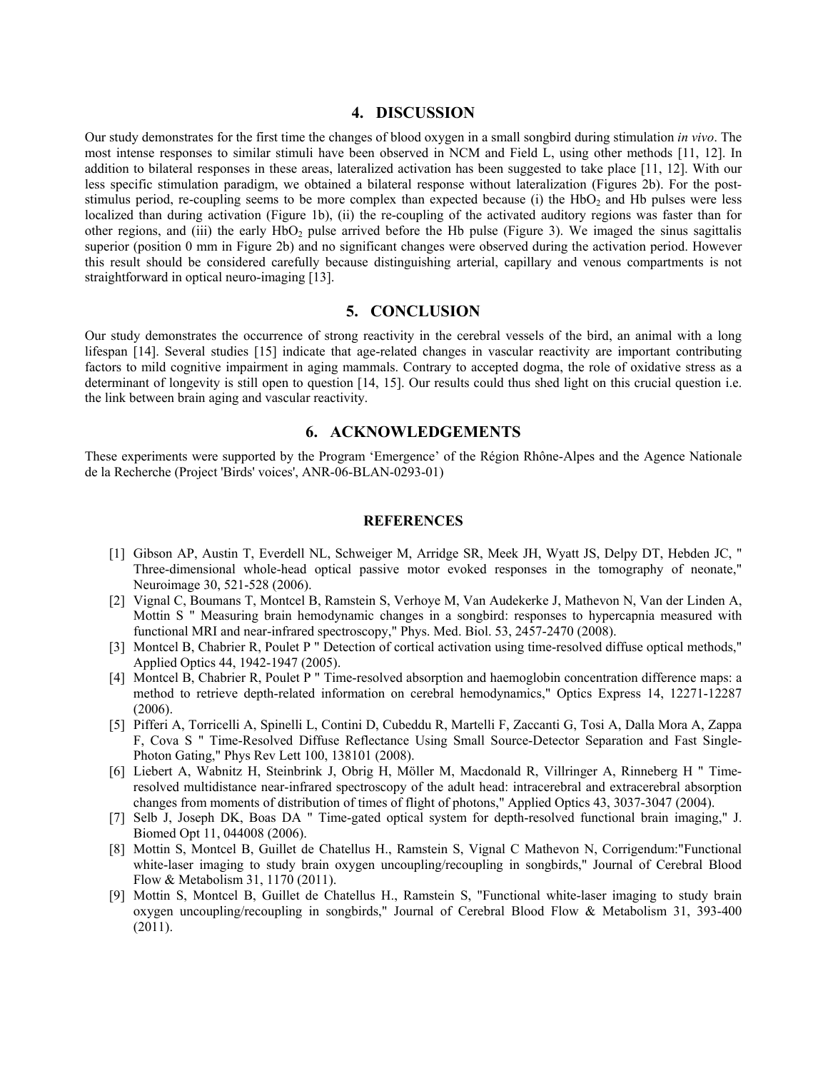## 4. DISCUSSION

Our study demonstrates for the first time the changes of blood oxygen in a small songbird during stimulation *in vivo*. The most intense responses to similar stimuli have been observed in NCM and Field L, using other methods [11, 12]. In addition to bilateral responses in these areas, lateralized activation has been suggested to take place [11, 12]. With our less specific stimulation paradigm, we obtained a bilateral response without lateralization (Figures 2b). For the post-stimulus period, re-coupling seems to be more complex than expected because (i) the $HbO_2$ and Hb pulses were less localized than during activation (Figure 1b), (ii) the re-coupling of the activated auditory regions was faster than for other regions, and (iii) the early $HbO_2$ pulse arrived before the Hb pulse (Figure 3). We imaged the sinus sagittalis superior (position 0 mm in Figure 2b) and no significant changes were observed during the activation period. However this result should be considered carefully because distinguishing arterial, capillary and venous compartments is not straightforward in optical neuro-imaging [13].

## 5. CONCLUSION

Our study demonstrates the occurrence of strong reactivity in the cerebral vessels of the bird, an animal with a long lifespan [14]. Several studies [15] indicate that age-related changes in vascular reactivity are important contributing factors to mild cognitive impairment in aging mammals. Contrary to accepted dogma, the role of oxidative stress as a determinant of longevity is still open to question [14, 15]. Our results could thus shed light on this crucial question i.e. the link between brain aging and vascular reactivity.

## 6. ACKNOWLEDGEMENTS

These experiments were supported by the Program 'Emergence' of the Région Rhône-Alpes and the Agence Nationale de la Recherche (Project 'Birds' voices', ANR-06-BLAN-0293-01)

## REFERENCES

[1] Gibson AP, Austin T, Everdell NL, Schweiger M, Arridge SR, Meek JH, Wyatt JS, Delpy DT, Hebden JC, " Three-dimensional whole-head optical passive motor evoked responses in the tomography of neonate," Neuroimage 30, 521-528 (2006).

[2] Vignal C, Boumans T, Montcel B, Ramstein S, Verhoye M, Van Audekerke J, Mathevon N, Van der Linden A, Mottin S " Measuring brain hemodynamic changes in a songbird: responses to hypercapnia measured with functional MRI and near-infrared spectroscopy," Phys. Med. Biol. 53, 2457-2470 (2008).

[3] Montcel B, Chabrier R, Poulet P " Detection of cortical activation using time-resolved diffuse optical methods," Applied Optics 44, 1942-1947 (2005).

[4] Montcel B, Chabrier R, Poulet P " Time-resolved absorption and haemoglobin concentration difference maps: a method to retrieve depth-related information on cerebral hemodynamics," Optics Express 14, 12271-12287 (2006).

[5] Pifferi A, Torricelli A, Spinelli L, Contini D, Cubeddu R, Martelli F, Zaccanti G, Tosi A, Dalla Mora A, Zappa F, Cova S " Time-Resolved Diffuse Reflectance Using Small Source-Detector Separation and Fast Single-Photon Gating," Phys Rev Lett 100, 138101 (2008).

[6] Liebert A, Wabnitz H, Steinbrink J, Obrig H, Möller M, Macdonald R, Villringer A, Rinneberg H " Time-resolved multidistance near-infrared spectroscopy of the adult head: intracerebral and extracerebral absorption changes from moments of distribution of times of flight of photons," Applied Optics 43, 3037-3047 (2004).

[7] Selb J, Joseph DK, Boas DA " Time-gated optical system for depth-resolved functional brain imaging," J. Biomed Opt 11, 044008 (2006).

[8] Mottin S, Montcel B, Guillet de Chatellus H., Ramstein S, Vignal C Mathevon N, Corrigendum:"Functional white-laser imaging to study brain oxygen uncoupling/recoupling in songbirds," Journal of Cerebral Blood Flow & Metabolism 31, 1170 (2011).

[9] Mottin S, Montcel B, Guillet de Chatellus H., Ramstein S, "Functional white-laser imaging to study brain oxygen uncoupling/recoupling in songbirds," Journal of Cerebral Blood Flow & Metabolism 31, 393-400 (2011).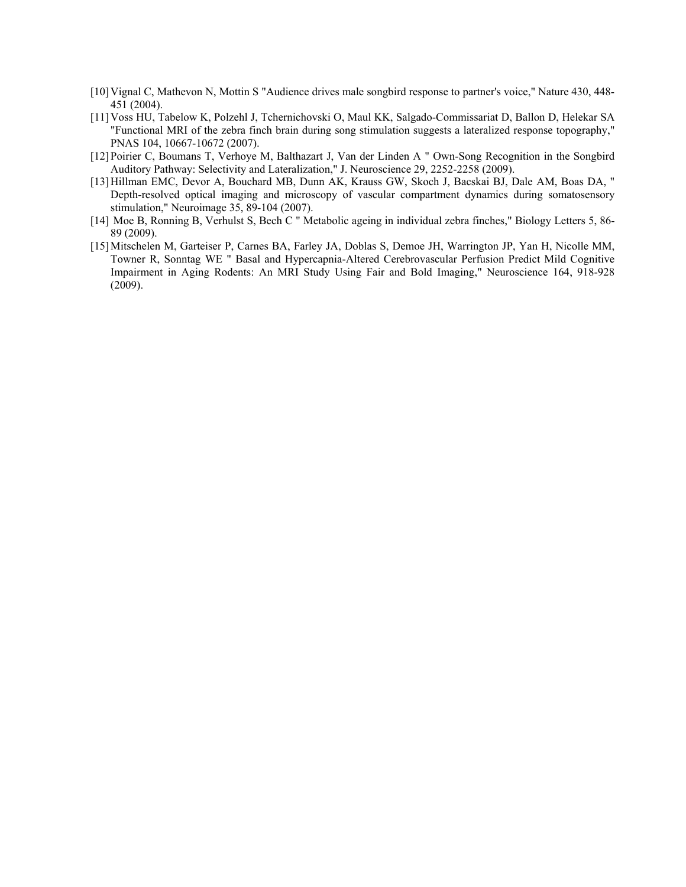[10] Vignal C, Mathevon N, Mottin S "Audience drives male songbird response to partner's voice," Nature 430, 448-451 (2004).

[11] Voss HU, Tabelow K, Polzehl J, Tchernichovski O, Maul KK, Salgado-Commissariat D, Ballon D, Helekar SA "Functional MRI of the zebra finch brain during song stimulation suggests a lateralized response topography," PNAS 104, 10667-10672 (2007).

[12] Poirier C, Boumans T, Verhoye M, Balthazart J, Van der Linden A " Own-Song Recognition in the Songbird Auditory Pathway: Selectivity and Lateralization," J. Neuroscience 29, 2252-2258 (2009).

[13] Hillman EMC, Devor A, Bouchard MB, Dunn AK, Krauss GW, Skoch J, Bacskai BJ, Dale AM, Boas DA, " Depth-resolved optical imaging and microscopy of vascular compartment dynamics during somatosensory stimulation," Neuroimage 35, 89-104 (2007).

[14] Moe B, Ronning B, Verhulst S, Bech C " Metabolic ageing in individual zebra finches," Biology Letters 5, 86-89 (2009).

[15] Mitschelen M, Garteiser P, Carnes BA, Farley JA, Doblas S, Demoe JH, Warrington JP, Yan H, Nicolle MM, Towner R, Sonntag WE " Basal and Hypercapnia-Altered Cerebrovascular Perfusion Predict Mild Cognitive Impairment in Aging Rodents: An MRI Study Using Fair and Bold Imaging," Neuroscience 164, 918-928 (2009).